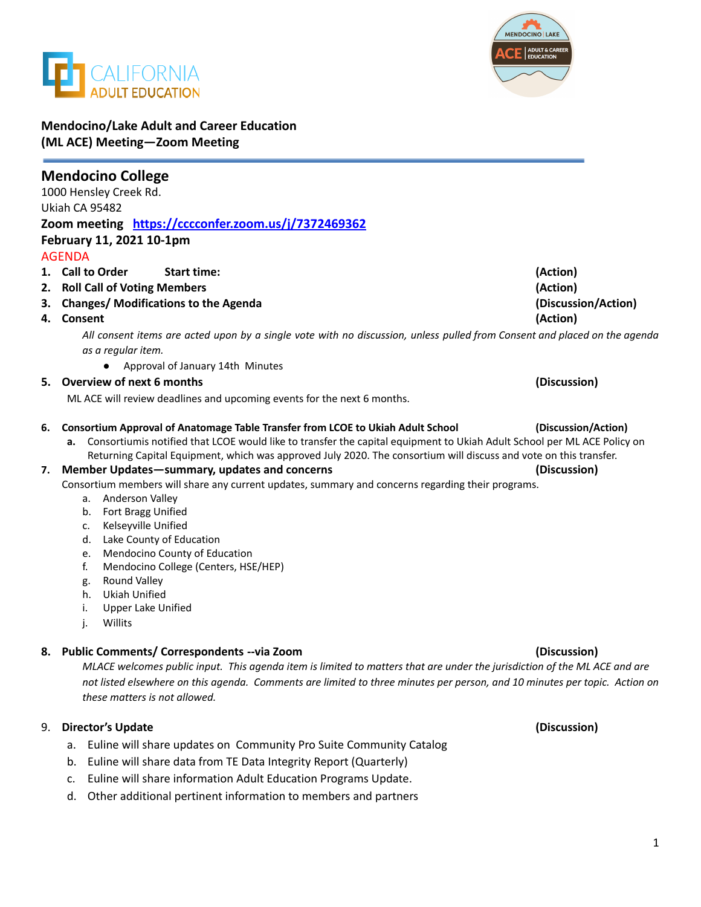**Mendocino/Lake Adult and Career Education (ML ACE) Meeting—Zoom Meeting**

## Mendocino College

1000 Hensley Creek Rd.
Ukiah CA 95482

**Zoom meeting** [**https://cccconfer.zoom.us/j/7372469362**](https://cccconfer.zoom.us/j/7372469362)

**February 11, 2021 10-1pm**

AGENDA

1. **Call to Order** **Start time:** **(Action)**
2. **Roll Call of Voting Members** **(Action)**
3. **Changes/ Modifications to the Agenda** **(Discussion/Action)**
4. **Consent** **(Action)**

   *All consent items are acted upon by a single vote with no discussion, unless pulled from Consent and placed on the agenda as a regular item.*

   - Approval of January 14th Minutes

5. **Overview of next 6 months** **(Discussion)**

   ML ACE will review deadlines and upcoming events for the next 6 months.

6. **Consortium Approval of Anatomage Table Transfer from LCOE to Ukiah Adult School** **(Discussion/Action)**
   a. Consortiumis notified that LCOE would like to transfer the capital equipment to Ukiah Adult School per ML ACE Policy on Returning Capital Equipment, which was approved July 2020. The consortium will discuss and vote on this transfer.
7. **Member Updates—summary, updates and concerns** **(Discussion)**

   Consortium members will share any current updates, summary and concerns regarding their programs.

   a. Anderson Valley
   b. Fort Bragg Unified
   c. Kelseyville Unified
   d. Lake County of Education
   e. Mendocino County of Education
   f. Mendocino College (Centers, HSE/HEP)
   g. Round Valley
   h. Ukiah Unified
   i. Upper Lake Unified
   j. Willits

8. **Public Comments/ Correspondents --via Zoom** **(Discussion)**

   *MLACE welcomes public input. This agenda item is limited to matters that are under the jurisdiction of the ML ACE and are not listed elsewhere on this agenda. Comments are limited to three minutes per person, and 10 minutes per topic. Action on these matters is not allowed.*

9. **Director's Update** **(Discussion)**
   a. Euline will share updates on Community Pro Suite Community Catalog
   b. Euline will share data from TE Data Integrity Report (Quarterly)
   c. Euline will share information Adult Education Programs Update.
   d. Other additional pertinent information to members and partners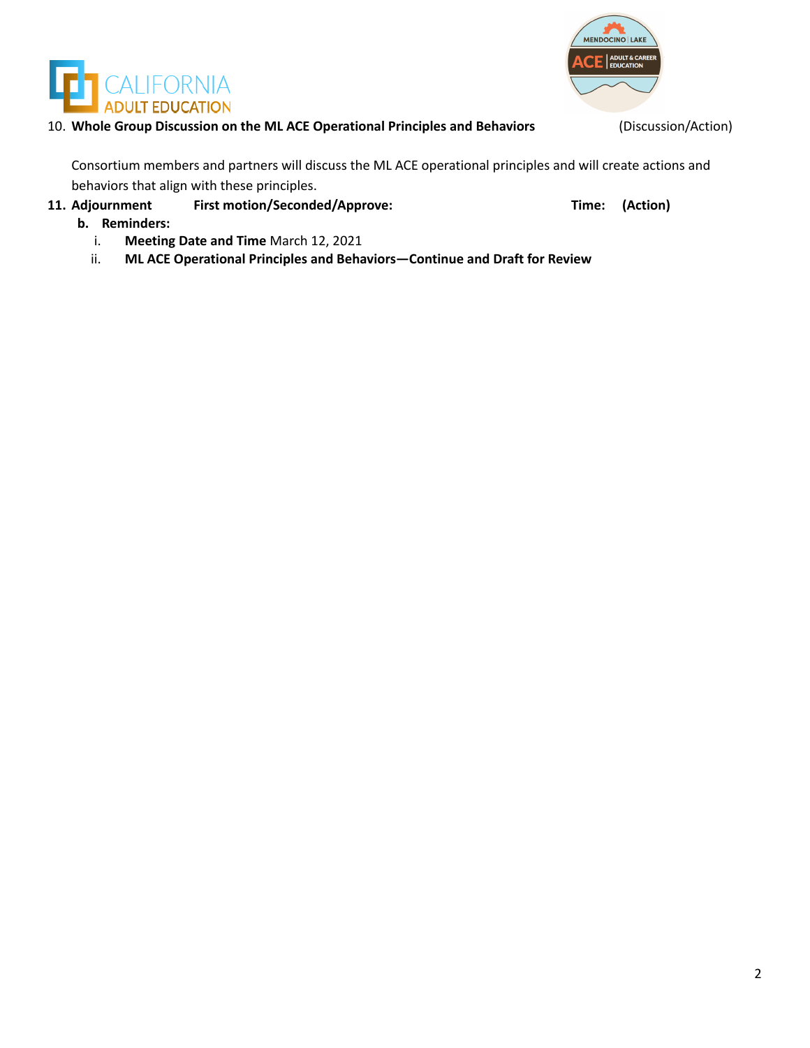10. **Whole Group Discussion on the ML ACE Operational Principles and Behaviors** (Discussion/Action)

    Consortium members and partners will discuss the ML ACE operational principles and will create actions and behaviors that align with these principles.

11. **Adjournment** **First motion/Seconded/Approve:** **Time:** **(Action)**

    b. **Reminders:**

       i. **Meeting Date and Time** March 12, 2021

       ii. **ML ACE Operational Principles and Behaviors—Continue and Draft for Review**